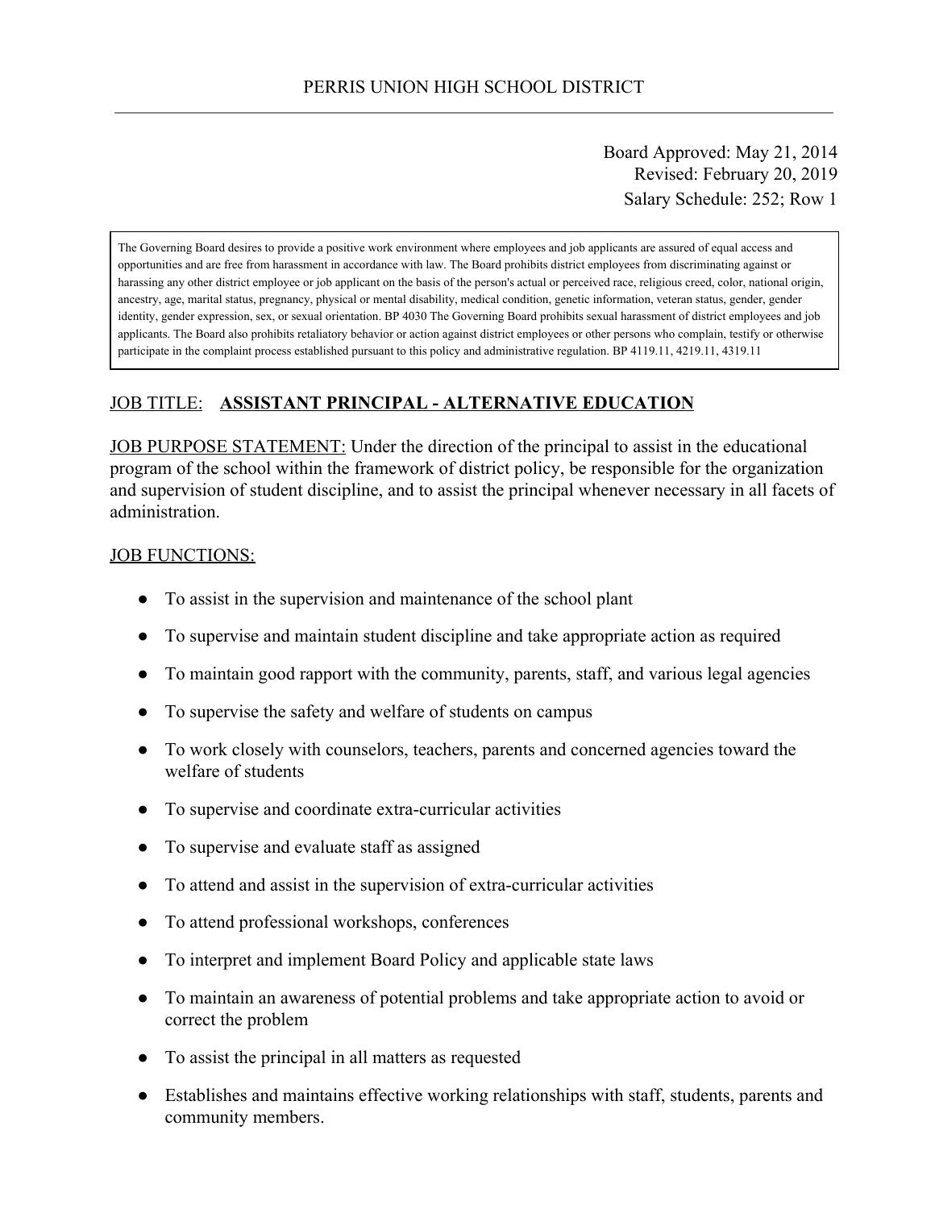# PERRIS UNION HIGH SCHOOL DISTRICT

Board Approved: May 21, 2014
Revised: February 20, 2019
Salary Schedule: 252; Row 1

> The Governing Board desires to provide a positive work environment where employees and job applicants are assured of equal access and opportunities and are free from harassment in accordance with law. The Board prohibits district employees from discriminating against or harassing any other district employee or job applicant on the basis of the person's actual or perceived race, religious creed, color, national origin, ancestry, age, marital status, pregnancy, physical or mental disability, medical condition, genetic information, veteran status, gender, gender identity, gender expression, sex, or sexual orientation. BP 4030 The Governing Board prohibits sexual harassment of district employees and job applicants. The Board also prohibits retaliatory behavior or action against district employees or other persons who complain, testify or otherwise participate in the complaint process established pursuant to this policy and administrative regulation. BP 4119.11, 4219.11, 4319.11

## JOB TITLE: **ASSISTANT PRINCIPAL - ALTERNATIVE EDUCATION**

JOB PURPOSE STATEMENT: Under the direction of the principal to assist in the educational program of the school within the framework of district policy, be responsible for the organization and supervision of student discipline, and to assist the principal whenever necessary in all facets of administration.

JOB FUNCTIONS:

- To assist in the supervision and maintenance of the school plant
- To supervise and maintain student discipline and take appropriate action as required
- To maintain good rapport with the community, parents, staff, and various legal agencies
- To supervise the safety and welfare of students on campus
- To work closely with counselors, teachers, parents and concerned agencies toward the welfare of students
- To supervise and coordinate extra-curricular activities
- To supervise and evaluate staff as assigned
- To attend and assist in the supervision of extra-curricular activities
- To attend professional workshops, conferences
- To interpret and implement Board Policy and applicable state laws
- To maintain an awareness of potential problems and take appropriate action to avoid or correct the problem
- To assist the principal in all matters as requested
- Establishes and maintains effective working relationships with staff, students, parents and community members.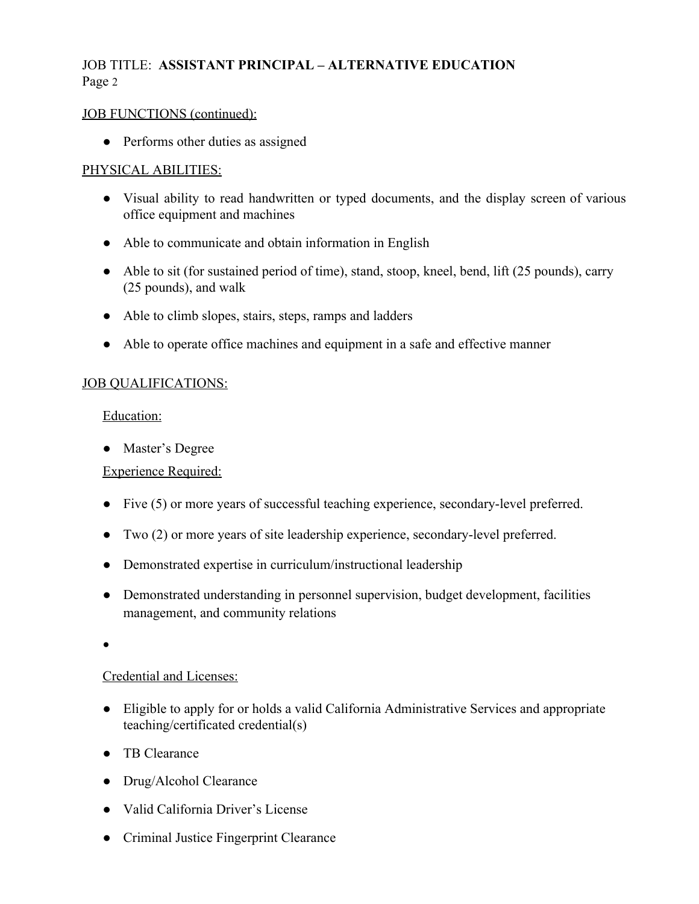JOB TITLE: **ASSISTANT PRINCIPAL – ALTERNATIVE EDUCATION**

JOB FUNCTIONS (continued):

- Performs other duties as assigned

PHYSICAL ABILITIES:

- Visual ability to read handwritten or typed documents, and the display screen of various office equipment and machines
- Able to communicate and obtain information in English
- Able to sit (for sustained period of time), stand, stoop, kneel, bend, lift (25 pounds), carry (25 pounds), and walk
- Able to climb slopes, stairs, steps, ramps and ladders
- Able to operate office machines and equipment in a safe and effective manner

JOB QUALIFICATIONS:

Education:

- Master's Degree

Experience Required:

- Five (5) or more years of successful teaching experience, secondary-level preferred.
- Two (2) or more years of site leadership experience, secondary-level preferred.
- Demonstrated expertise in curriculum/instructional leadership
- Demonstrated understanding in personnel supervision, budget development, facilities management, and community relations

Credential and Licenses:

- Eligible to apply for or holds a valid California Administrative Services and appropriate teaching/certificated credential(s)
- TB Clearance
- Drug/Alcohol Clearance
- Valid California Driver's License
- Criminal Justice Fingerprint Clearance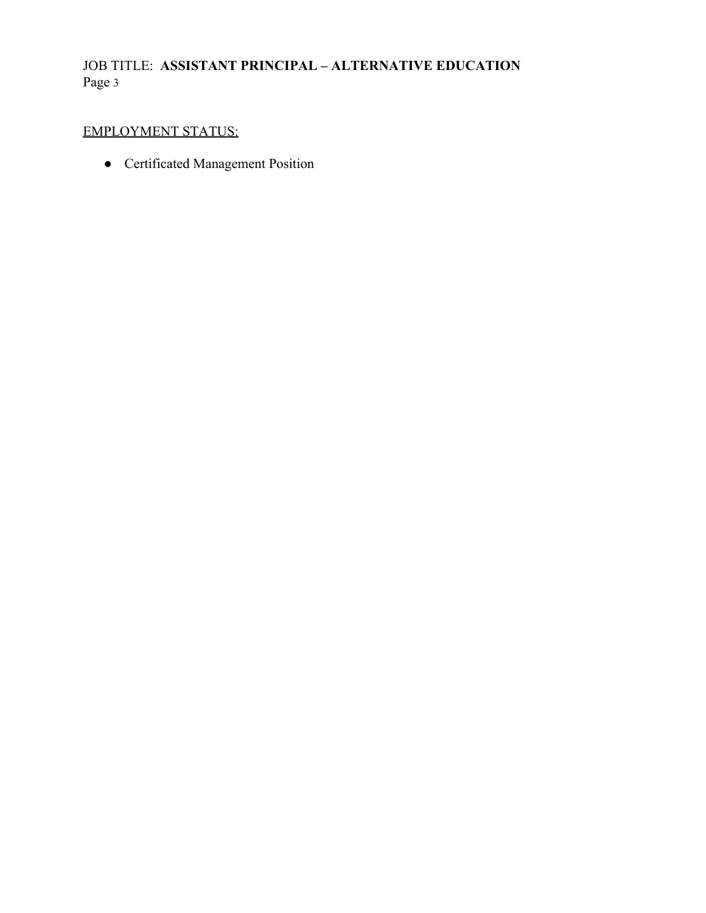EMPLOYMENT STATUS:

- Certificated Management Position